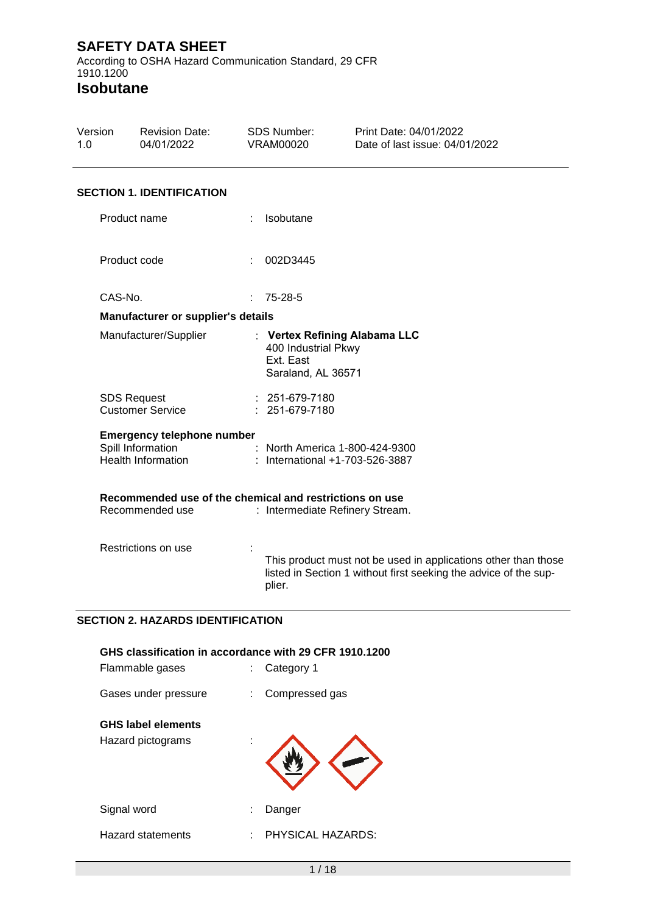# SAFETY DATA SHEET

According to OSHA Hazard Communication Standard, 29 CFR 1910.1200

# Isobutane

| Version | Revision Date: | SDS Number: | Print Date: 04/01/2022 |
|---|---|---|---|
| 1.0 | 04/01/2022 | VRAM00020 | Date of last issue: 04/01/2022 |

## SECTION 1. IDENTIFICATION

Product name : Isobutane

Product code : 002D3445

CAS-No. : 75-28-5

**Manufacturer or supplier's details**

Manufacturer/Supplier : **Vertex Refining Alabama LLC**
400 Industrial Pkwy
Ext. East
Saraland, AL 36571

SDS Request : 251-679-7180
Customer Service : 251-679-7180

**Emergency telephone number**

Spill Information : North America 1-800-424-9300
Health Information : International +1-703-526-3887

**Recommended use of the chemical and restrictions on use**

Recommended use : Intermediate Refinery Stream.

Restrictions on use : This product must not be used in applications other than those listed in Section 1 without first seeking the advice of the supplier.

## SECTION 2. HAZARDS IDENTIFICATION

**GHS classification in accordance with 29 CFR 1910.1200**

Flammable gases : Category 1

Gases under pressure : Compressed gas

**GHS label elements**

Hazard pictograms :

Signal word : Danger

Hazard statements : PHYSICAL HAZARDS: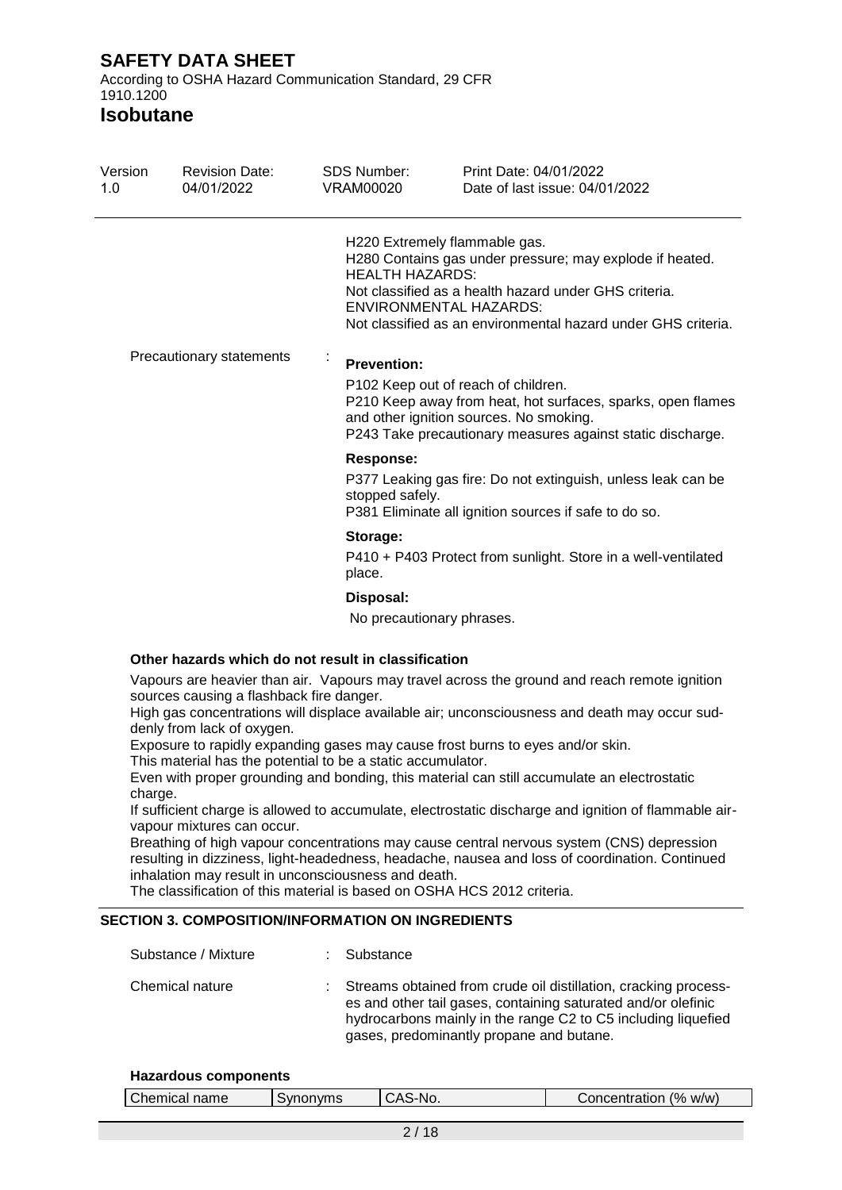| | |
|---|---|
| | H220 Extremely flammable gas.<br>H280 Contains gas under pressure; may explode if heated.<br>HEALTH HAZARDS:<br>Not classified as a health hazard under GHS criteria.<br>ENVIRONMENTAL HAZARDS:<br>Not classified as an environmental hazard under GHS criteria. |
| Precautionary statements | : **Prevention:**<br>P102 Keep out of reach of children.<br>P210 Keep away from heat, hot surfaces, sparks, open flames and other ignition sources. No smoking.<br>P243 Take precautionary measures against static discharge.<br>**Response:**<br>P377 Leaking gas fire: Do not extinguish, unless leak can be stopped safely.<br>P381 Eliminate all ignition sources if safe to do so.<br>**Storage:**<br>P410 + P403 Protect from sunlight. Store in a well-ventilated place.<br>**Disposal:**<br>No precautionary phrases. |

**Other hazards which do not result in classification**

Vapours are heavier than air. Vapours may travel across the ground and reach remote ignition sources causing a flashback fire danger.
High gas concentrations will displace available air; unconsciousness and death may occur suddenly from lack of oxygen.
Exposure to rapidly expanding gases may cause frost burns to eyes and/or skin.
This material has the potential to be a static accumulator.
Even with proper grounding and bonding, this material can still accumulate an electrostatic charge.
If sufficient charge is allowed to accumulate, electrostatic discharge and ignition of flammable air-vapour mixtures can occur.
Breathing of high vapour concentrations may cause central nervous system (CNS) depression resulting in dizziness, light-headedness, headache, nausea and loss of coordination. Continued inhalation may result in unconsciousness and death.
The classification of this material is based on OSHA HCS 2012 criteria.

## SECTION 3. COMPOSITION/INFORMATION ON INGREDIENTS

| | |
|---|---|
| Substance / Mixture | : Substance |
| Chemical nature | : Streams obtained from crude oil distillation, cracking processes and other tail gases, containing saturated and/or olefinic hydrocarbons mainly in the range C2 to C5 including liquefied gases, predominantly propane and butane. |

**Hazardous components**

| Chemical name | Synonyms | CAS-No. | Concentration (% w/w) |
|---|---|---|---|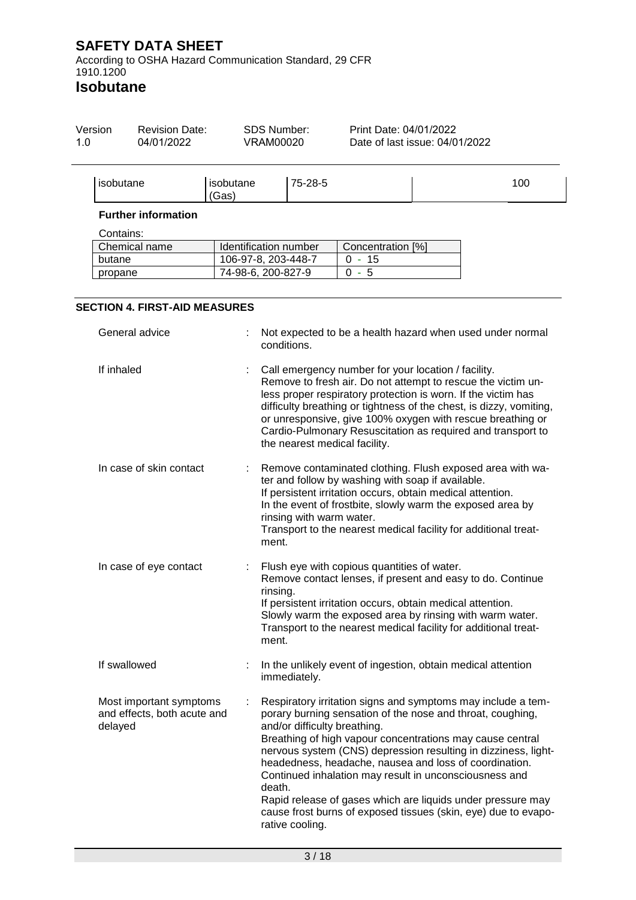| isobutane | isobutane (Gas) | 75-28-5 | | 100 |
|---|---|---|---|---|

**Further information**

Contains:

| Chemical name | Identification number | Concentration [%] |
|---|---|---|
| butane | 106-97-8, 203-448-7 | 0 - 15 |
| propane | 74-98-6, 200-827-9 | 0 - 5 |

## SECTION 4. FIRST-AID MEASURES

General advice : Not expected to be a health hazard when used under normal conditions.

If inhaled : Call emergency number for your location / facility. Remove to fresh air. Do not attempt to rescue the victim unless proper respiratory protection is worn. If the victim has difficulty breathing or tightness of the chest, is dizzy, vomiting, or unresponsive, give 100% oxygen with rescue breathing or Cardio-Pulmonary Resuscitation as required and transport to the nearest medical facility.

In case of skin contact : Remove contaminated clothing. Flush exposed area with water and follow by washing with soap if available. If persistent irritation occurs, obtain medical attention. In the event of frostbite, slowly warm the exposed area by rinsing with warm water. Transport to the nearest medical facility for additional treatment.

In case of eye contact : Flush eye with copious quantities of water. Remove contact lenses, if present and easy to do. Continue rinsing. If persistent irritation occurs, obtain medical attention. Slowly warm the exposed area by rinsing with warm water. Transport to the nearest medical facility for additional treatment.

If swallowed : In the unlikely event of ingestion, obtain medical attention immediately.

Most important symptoms and effects, both acute and delayed : Respiratory irritation signs and symptoms may include a temporary burning sensation of the nose and throat, coughing, and/or difficulty breathing. Breathing of high vapour concentrations may cause central nervous system (CNS) depression resulting in dizziness, lightheadedness, headache, nausea and loss of coordination. Continued inhalation may result in unconsciousness and death. Rapid release of gases which are liquids under pressure may cause frost burns of exposed tissues (skin, eye) due to evaporative cooling.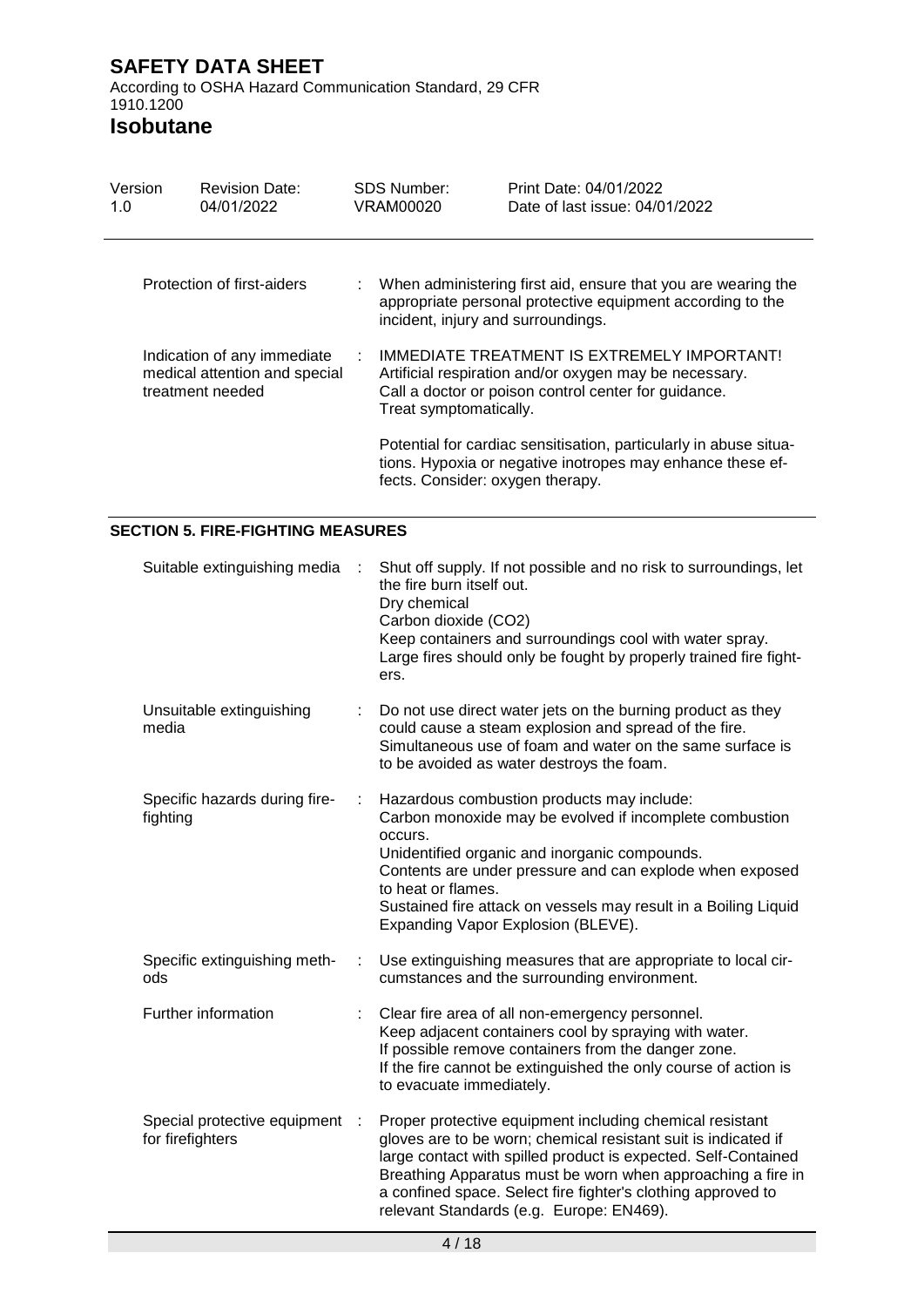| | |
|---|---|
| Protection of first-aiders | When administering first aid, ensure that you are wearing the appropriate personal protective equipment according to the incident, injury and surroundings. |
| Indication of any immediate medical attention and special treatment needed | IMMEDIATE TREATMENT IS EXTREMELY IMPORTANT!<br>Artificial respiration and/or oxygen may be necessary.<br>Call a doctor or poison control center for guidance.<br>Treat symptomatically.<br><br>Potential for cardiac sensitisation, particularly in abuse situations. Hypoxia or negative inotropes may enhance these effects. Consider: oxygen therapy. |

## SECTION 5. FIRE-FIGHTING MEASURES

| | |
|---|---|
| Suitable extinguishing media | Shut off supply. If not possible and no risk to surroundings, let the fire burn itself out.<br>Dry chemical<br>Carbon dioxide ($CO_2$)<br>Keep containers and surroundings cool with water spray.<br>Large fires should only be fought by properly trained fire fighters. |
| Unsuitable extinguishing media | Do not use direct water jets on the burning product as they could cause a steam explosion and spread of the fire.<br>Simultaneous use of foam and water on the same surface is to be avoided as water destroys the foam. |
| Specific hazards during firefighting | Hazardous combustion products may include:<br>Carbon monoxide may be evolved if incomplete combustion occurs.<br>Unidentified organic and inorganic compounds.<br>Contents are under pressure and can explode when exposed to heat or flames.<br>Sustained fire attack on vessels may result in a Boiling Liquid Expanding Vapor Explosion (BLEVE). |
| Specific extinguishing methods | Use extinguishing measures that are appropriate to local circumstances and the surrounding environment. |
| Further information | Clear fire area of all non-emergency personnel.<br>Keep adjacent containers cool by spraying with water.<br>If possible remove containers from the danger zone.<br>If the fire cannot be extinguished the only course of action is to evacuate immediately. |
| Special protective equipment for firefighters | Proper protective equipment including chemical resistant gloves are to be worn; chemical resistant suit is indicated if large contact with spilled product is expected. Self-Contained Breathing Apparatus must be worn when approaching a fire in a confined space. Select fire fighter's clothing approved to relevant Standards (e.g. Europe: EN469). |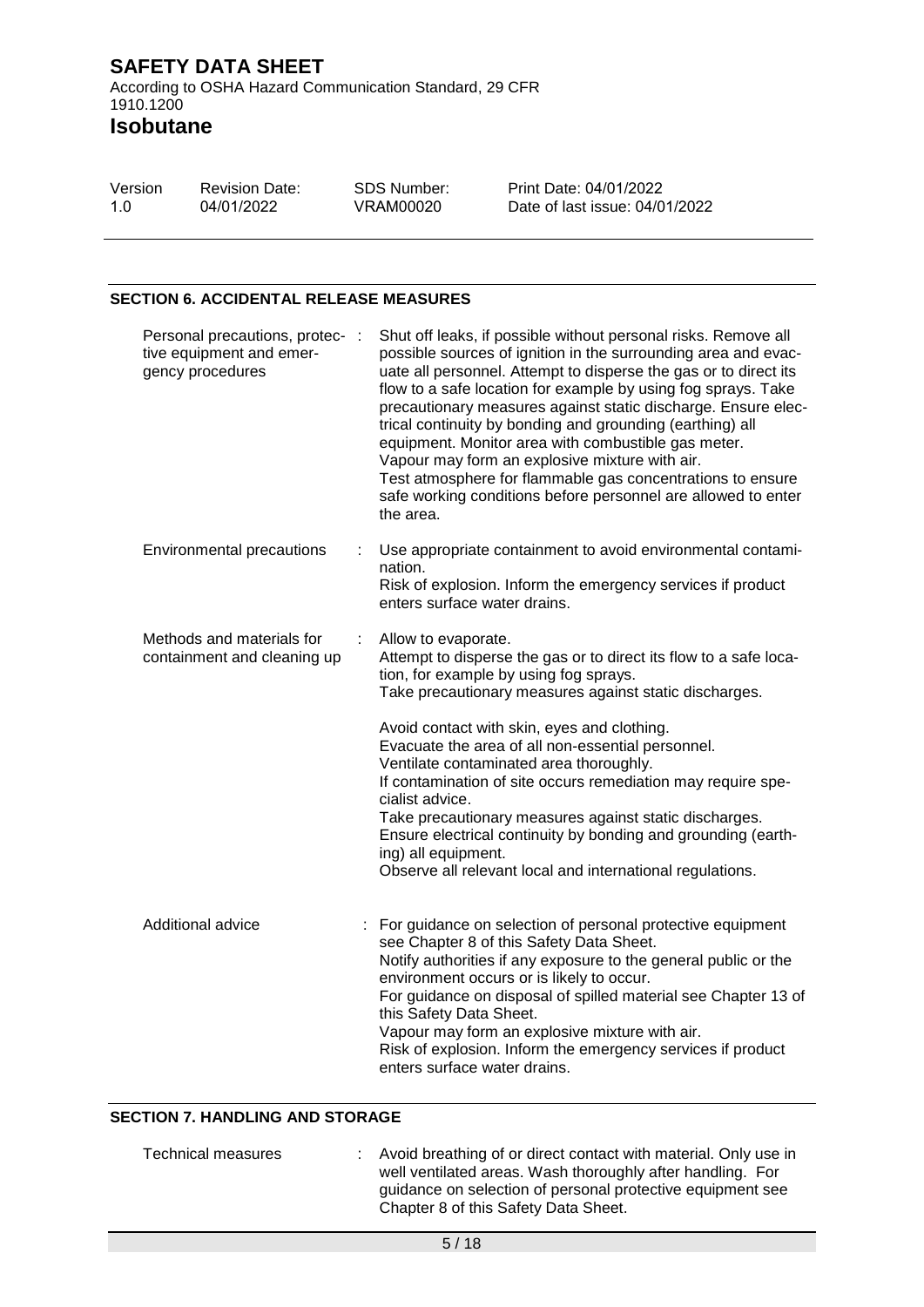## SECTION 6. ACCIDENTAL RELEASE MEASURES

| | |
|---|---|
| Personal precautions, protective equipment and emergency procedures | Shut off leaks, if possible without personal risks. Remove all possible sources of ignition in the surrounding area and evacuate all personnel. Attempt to disperse the gas or to direct its flow to a safe location for example by using fog sprays. Take precautionary measures against static discharge. Ensure electrical continuity by bonding and grounding (earthing) all equipment. Monitor area with combustible gas meter. Vapour may form an explosive mixture with air. Test atmosphere for flammable gas concentrations to ensure safe working conditions before personnel are allowed to enter the area. |
| Environmental precautions | Use appropriate containment to avoid environmental contamination. Risk of explosion. Inform the emergency services if product enters surface water drains. |
| Methods and materials for containment and cleaning up | Allow to evaporate. Attempt to disperse the gas or to direct its flow to a safe location, for example by using fog sprays. Take precautionary measures against static discharges.<br><br>Avoid contact with skin, eyes and clothing. Evacuate the area of all non-essential personnel. Ventilate contaminated area thoroughly. If contamination of site occurs remediation may require specialist advice. Take precautionary measures against static discharges. Ensure electrical continuity by bonding and grounding (earthing) all equipment. Observe all relevant local and international regulations. |
| Additional advice | For guidance on selection of personal protective equipment see Chapter 8 of this Safety Data Sheet. Notify authorities if any exposure to the general public or the environment occurs or is likely to occur. For guidance on disposal of spilled material see Chapter 13 of this Safety Data Sheet. Vapour may form an explosive mixture with air. Risk of explosion. Inform the emergency services if product enters surface water drains. |

## SECTION 7. HANDLING AND STORAGE

| | |
|---|---|
| Technical measures | Avoid breathing of or direct contact with material. Only use in well ventilated areas. Wash thoroughly after handling. For guidance on selection of personal protective equipment see Chapter 8 of this Safety Data Sheet. |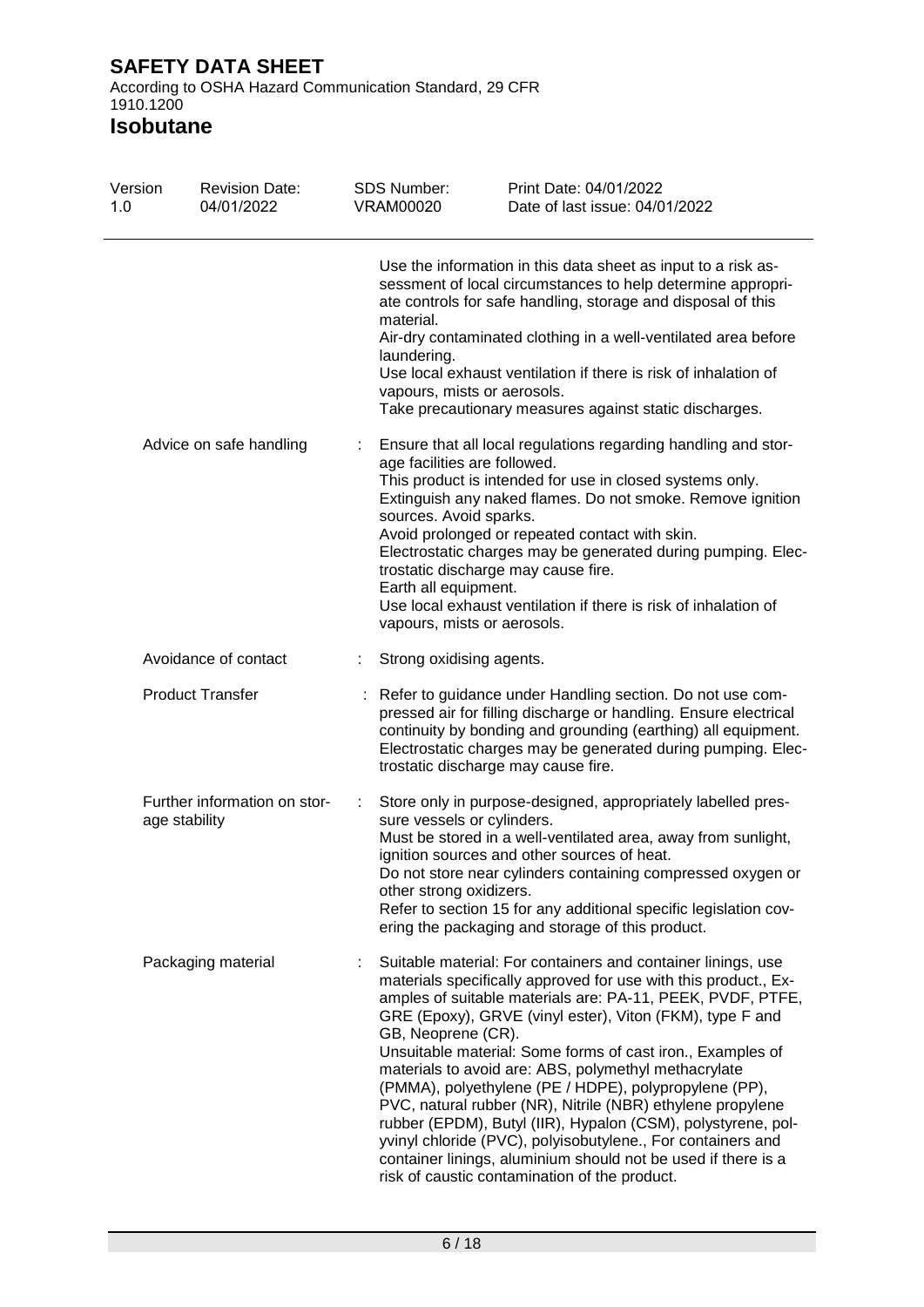Use the information in this data sheet as input to a risk assessment of local circumstances to help determine appropriate controls for safe handling, storage and disposal of this material.
Air-dry contaminated clothing in a well-ventilated area before laundering.
Use local exhaust ventilation if there is risk of inhalation of vapours, mists or aerosols.
Take precautionary measures against static discharges.

| | | |
|---|---|---|
| Advice on safe handling | : | Ensure that all local regulations regarding handling and storage facilities are followed.<br>This product is intended for use in closed systems only.<br>Extinguish any naked flames. Do not smoke. Remove ignition sources. Avoid sparks.<br>Avoid prolonged or repeated contact with skin.<br>Electrostatic charges may be generated during pumping. Electrostatic discharge may cause fire.<br>Earth all equipment.<br>Use local exhaust ventilation if there is risk of inhalation of vapours, mists or aerosols. |
| Avoidance of contact | : | Strong oxidising agents. |
| Product Transfer | : | Refer to guidance under Handling section. Do not use compressed air for filling discharge or handling. Ensure electrical continuity by bonding and grounding (earthing) all equipment. Electrostatic charges may be generated during pumping. Electrostatic discharge may cause fire. |
| Further information on storage stability | : | Store only in purpose-designed, appropriately labelled pressure vessels or cylinders.<br>Must be stored in a well-ventilated area, away from sunlight, ignition sources and other sources of heat.<br>Do not store near cylinders containing compressed oxygen or other strong oxidizers.<br>Refer to section 15 for any additional specific legislation covering the packaging and storage of this product. |
| Packaging material | : | Suitable material: For containers and container linings, use materials specifically approved for use with this product., Examples of suitable materials are: PA-11, PEEK, PVDF, PTFE, GRE (Epoxy), GRVE (vinyl ester), Viton (FKM), type F and GB, Neoprene (CR).<br>Unsuitable material: Some forms of cast iron., Examples of materials to avoid are: ABS, polymethyl methacrylate (PMMA), polyethylene (PE / HDPE), polypropylene (PP), PVC, natural rubber (NR), Nitrile (NBR) ethylene propylene rubber (EPDM), Butyl (IIR), Hypalon (CSM), polystyrene, polyvinyl chloride (PVC), polyisobutylene., For containers and container linings, aluminium should not be used if there is a risk of caustic contamination of the product. |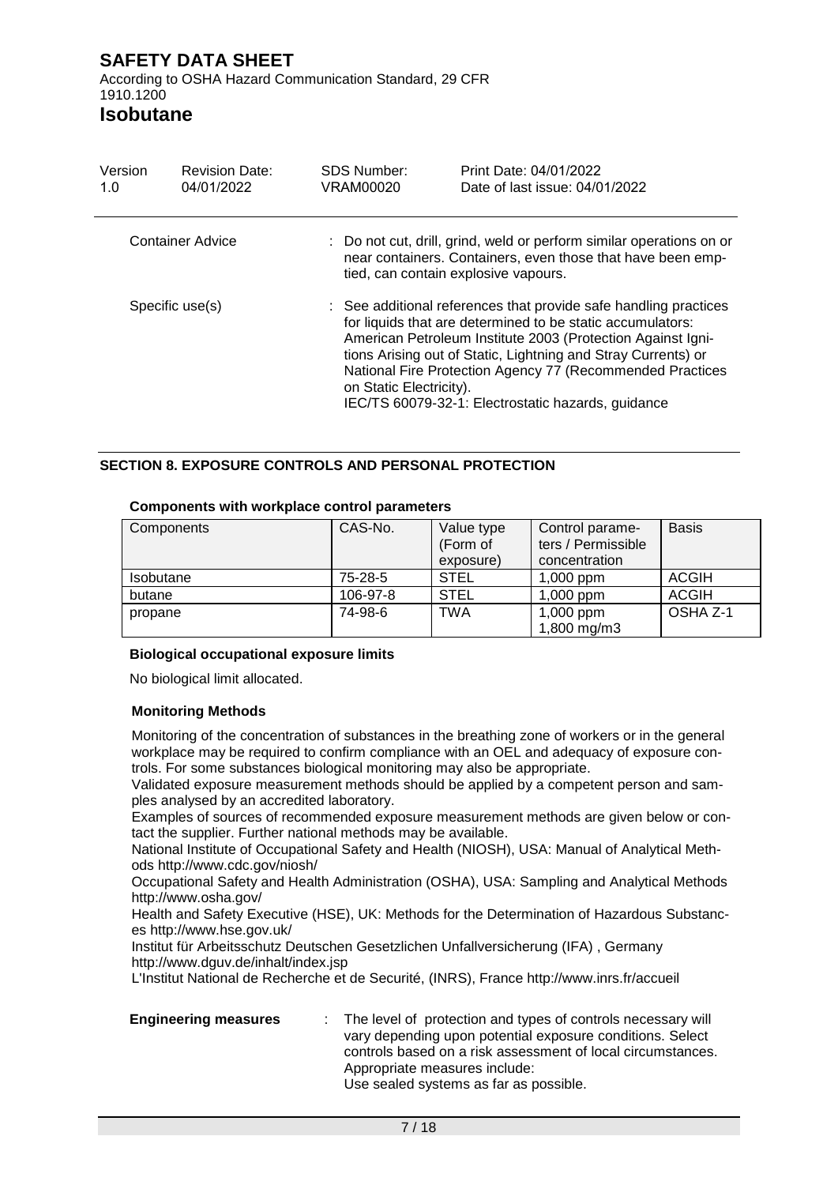| | |
|---|---|
| Container Advice | : Do not cut, drill, grind, weld or perform similar operations on or near containers. Containers, even those that have been emptied, can contain explosive vapours. |
| Specific use(s) | : See additional references that provide safe handling practices for liquids that are determined to be static accumulators: American Petroleum Institute 2003 (Protection Against Ignitions Arising out of Static, Lightning and Stray Currents) or National Fire Protection Agency 77 (Recommended Practices on Static Electricity). IEC/TS 60079-32-1: Electrostatic hazards, guidance |

## SECTION 8. EXPOSURE CONTROLS AND PERSONAL PROTECTION

**Components with workplace control parameters**

| Components | CAS-No. | Value type (Form of exposure) | Control parameters / Permissible concentration | Basis |
|---|---|---|---|---|
| Isobutane | 75-28-5 | STEL | 1,000 ppm | ACGIH |
| butane | 106-97-8 | STEL | 1,000 ppm | ACGIH |
| propane | 74-98-6 | TWA | 1,000 ppm<br>1,800 mg/m3 | OSHA Z-1 |

**Biological occupational exposure limits**

No biological limit allocated.

**Monitoring Methods**

Monitoring of the concentration of substances in the breathing zone of workers or in the general workplace may be required to confirm compliance with an OEL and adequacy of exposure controls. For some substances biological monitoring may also be appropriate.
Validated exposure measurement methods should be applied by a competent person and samples analysed by an accredited laboratory.
Examples of sources of recommended exposure measurement methods are given below or contact the supplier. Further national methods may be available.
National Institute of Occupational Safety and Health (NIOSH), USA: Manual of Analytical Methods http://www.cdc.gov/niosh/
Occupational Safety and Health Administration (OSHA), USA: Sampling and Analytical Methods http://www.osha.gov/
Health and Safety Executive (HSE), UK: Methods for the Determination of Hazardous Substances http://www.hse.gov.uk/
Institut für Arbeitsschutz Deutschen Gesetzlichen Unfallversicherung (IFA) , Germany http://www.dguv.de/inhalt/index.jsp
L'Institut National de Recherche et de Securité, (INRS), France http://www.inrs.fr/accueil

**Engineering measures** : The level of protection and types of controls necessary will vary depending upon potential exposure conditions. Select controls based on a risk assessment of local circumstances. Appropriate measures include:
Use sealed systems as far as possible.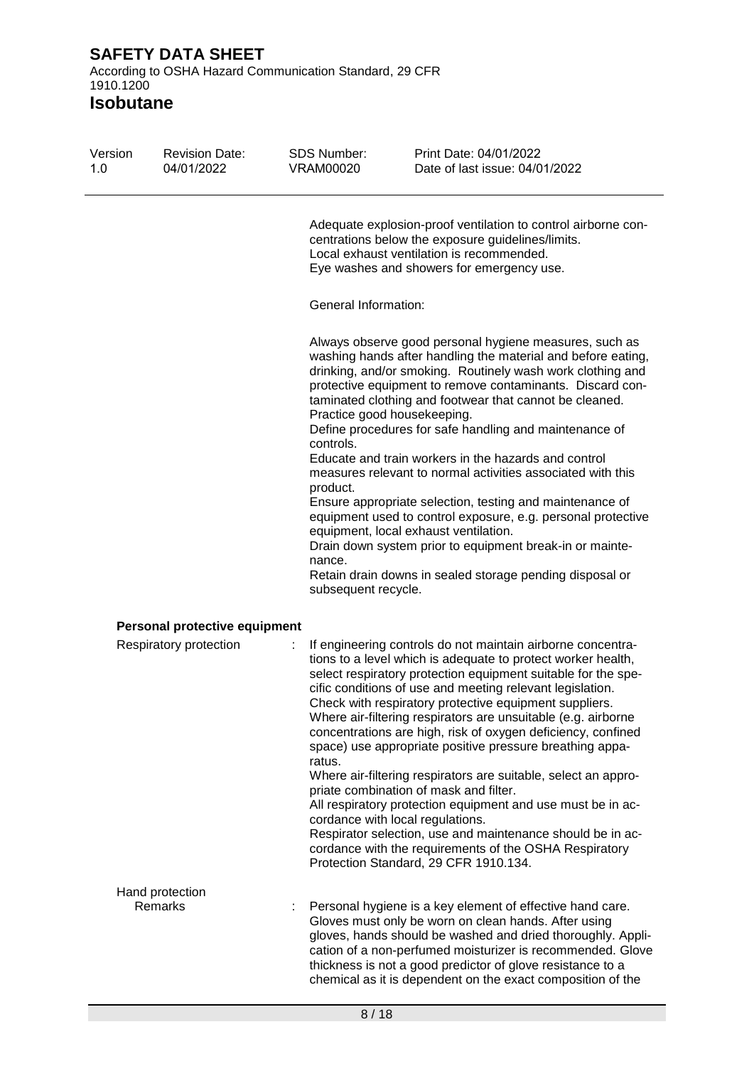Adequate explosion-proof ventilation to control airborne concentrations below the exposure guidelines/limits.
Local exhaust ventilation is recommended.
Eye washes and showers for emergency use.

General Information:

Always observe good personal hygiene measures, such as washing hands after handling the material and before eating, drinking, and/or smoking. Routinely wash work clothing and protective equipment to remove contaminants. Discard contaminated clothing and footwear that cannot be cleaned.
Practice good housekeeping.
Define procedures for safe handling and maintenance of controls.
Educate and train workers in the hazards and control measures relevant to normal activities associated with this product.
Ensure appropriate selection, testing and maintenance of equipment used to control exposure, e.g. personal protective equipment, local exhaust ventilation.
Drain down system prior to equipment break-in or maintenance.
Retain drain downs in sealed storage pending disposal or subsequent recycle.

**Personal protective equipment**

Respiratory protection : If engineering controls do not maintain airborne concentrations to a level which is adequate to protect worker health, select respiratory protection equipment suitable for the specific conditions of use and meeting relevant legislation.
Check with respiratory protective equipment suppliers.
Where air-filtering respirators are unsuitable (e.g. airborne concentrations are high, risk of oxygen deficiency, confined space) use appropriate positive pressure breathing apparatus.
Where air-filtering respirators are suitable, select an appropriate combination of mask and filter.
All respiratory protection equipment and use must be in accordance with local regulations.
Respirator selection, use and maintenance should be in accordance with the requirements of the OSHA Respiratory Protection Standard, 29 CFR 1910.134.

Hand protection

Remarks : Personal hygiene is a key element of effective hand care. Gloves must only be worn on clean hands. After using gloves, hands should be washed and dried thoroughly. Application of a non-perfumed moisturizer is recommended. Glove thickness is not a good predictor of glove resistance to a chemical as it is dependent on the exact composition of the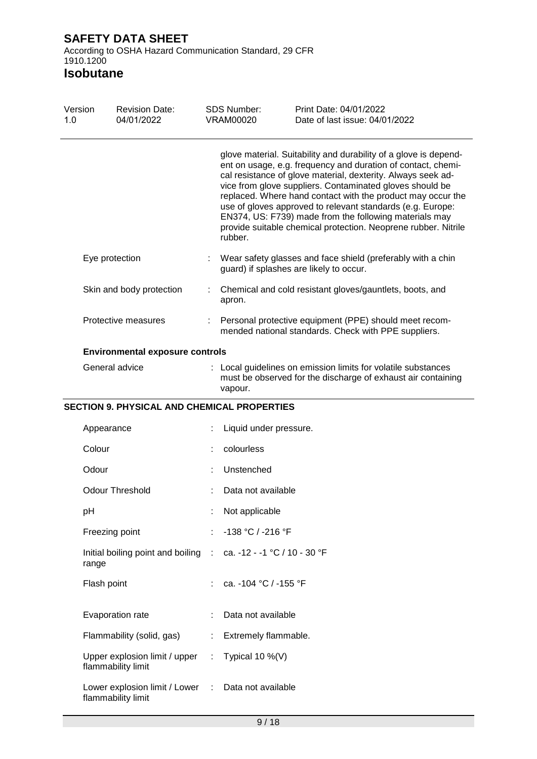glove material. Suitability and durability of a glove is dependent on usage, e.g. frequency and duration of contact, chemical resistance of glove material, dexterity. Always seek advice from glove suppliers. Contaminated gloves should be replaced. Where hand contact with the product may occur the use of gloves approved to relevant standards (e.g. Europe: EN374, US: F739) made from the following materials may provide suitable chemical protection. Neoprene rubber. Nitrile rubber.

| | | |
|---|---|---|
| Eye protection | : | Wear safety glasses and face shield (preferably with a chin guard) if splashes are likely to occur. |
| Skin and body protection | : | Chemical and cold resistant gloves/gauntlets, boots, and apron. |
| Protective measures | : | Personal protective equipment (PPE) should meet recommended national standards. Check with PPE suppliers. |

**Environmental exposure controls**

| | | |
|---|---|---|
| General advice | : | Local guidelines on emission limits for volatile substances must be observed for the discharge of exhaust air containing vapour. |

## SECTION 9. PHYSICAL AND CHEMICAL PROPERTIES

| | | |
|---|---|---|
| Appearance | : | Liquid under pressure. |
| Colour | : | colourless |
| Odour | : | Unstenched |
| Odour Threshold | : | Data not available |
| pH | : | Not applicable |
| Freezing point | : | -138 °C / -216 °F |
| Initial boiling point and boiling range | : | ca. -12 - -1 °C / 10 - 30 °F |
| Flash point | : | ca. -104 °C / -155 °F |
| Evaporation rate | : | Data not available |
| Flammability (solid, gas) | : | Extremely flammable. |
| Upper explosion limit / upper flammability limit | : | Typical 10 %(V) |
| Lower explosion limit / Lower flammability limit | : | Data not available |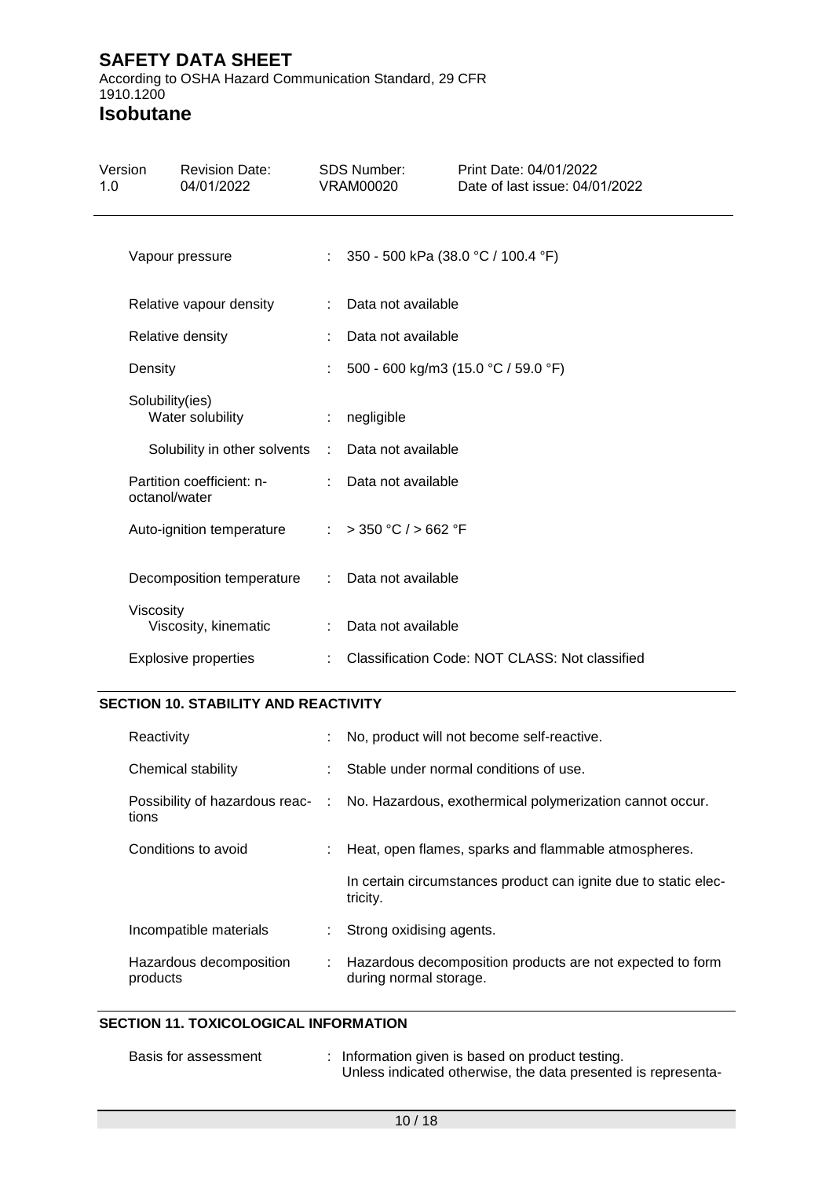| | |
|---|---|
| Vapour pressure | : 350 - 500 kPa (38.0 °C / 100.4 °F) |
| Relative vapour density | : Data not available |
| Relative density | : Data not available |
| Density | : 500 - 600 kg/m3 (15.0 °C / 59.0 °F) |
| Solubility(ies) | |
| Water solubility | : negligible |
| Solubility in other solvents | : Data not available |
| Partition coefficient: n-octanol/water | : Data not available |
| Auto-ignition temperature | : > 350 °C / > 662 °F |
| Decomposition temperature | : Data not available |
| Viscosity | |
| Viscosity, kinematic | : Data not available |
| Explosive properties | : Classification Code: NOT CLASS: Not classified |

## SECTION 10. STABILITY AND REACTIVITY

| | |
|---|---|
| Reactivity | : No, product will not become self-reactive. |
| Chemical stability | : Stable under normal conditions of use. |
| Possibility of hazardous reactions | : No. Hazardous, exothermical polymerization cannot occur. |
| Conditions to avoid | : Heat, open flames, sparks and flammable atmospheres. In certain circumstances product can ignite due to static electricity. |
| Incompatible materials | : Strong oxidising agents. |
| Hazardous decomposition products | : Hazardous decomposition products are not expected to form during normal storage. |

## SECTION 11. TOXICOLOGICAL INFORMATION

| | |
|---|---|
| Basis for assessment | : Information given is based on product testing. Unless indicated otherwise, the data presented is representa- |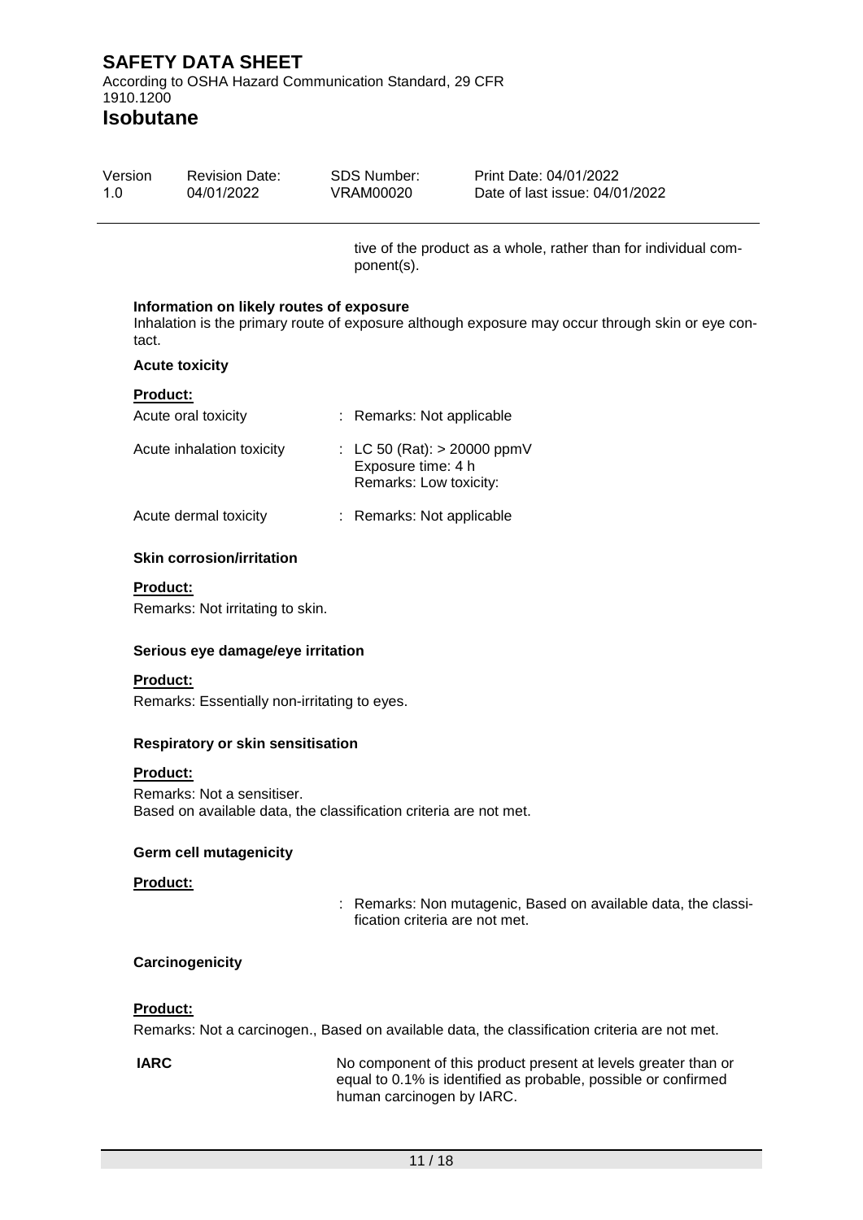tive of the product as a whole, rather than for individual component(s).

**Information on likely routes of exposure**

Inhalation is the primary route of exposure although exposure may occur through skin or eye contact.

**Acute toxicity**

**Product:**

| | |
|---|---|
| Acute oral toxicity | : Remarks: Not applicable |
| Acute inhalation toxicity | : LC 50 (Rat): > 20000 ppmV<br>Exposure time: 4 h<br>Remarks: Low toxicity: |
| Acute dermal toxicity | : Remarks: Not applicable |

**Skin corrosion/irritation**

**Product:**

Remarks: Not irritating to skin.

**Serious eye damage/eye irritation**

**Product:**

Remarks: Essentially non-irritating to eyes.

**Respiratory or skin sensitisation**

**Product:**

Remarks: Not a sensitiser.
Based on available data, the classification criteria are not met.

**Germ cell mutagenicity**

**Product:**

: Remarks: Non mutagenic, Based on available data, the classification criteria are not met.

**Carcinogenicity**

**Product:**

Remarks: Not a carcinogen., Based on available data, the classification criteria are not met.

| | |
|---|---|
| **IARC** | No component of this product present at levels greater than or equal to 0.1% is identified as probable, possible or confirmed human carcinogen by IARC. |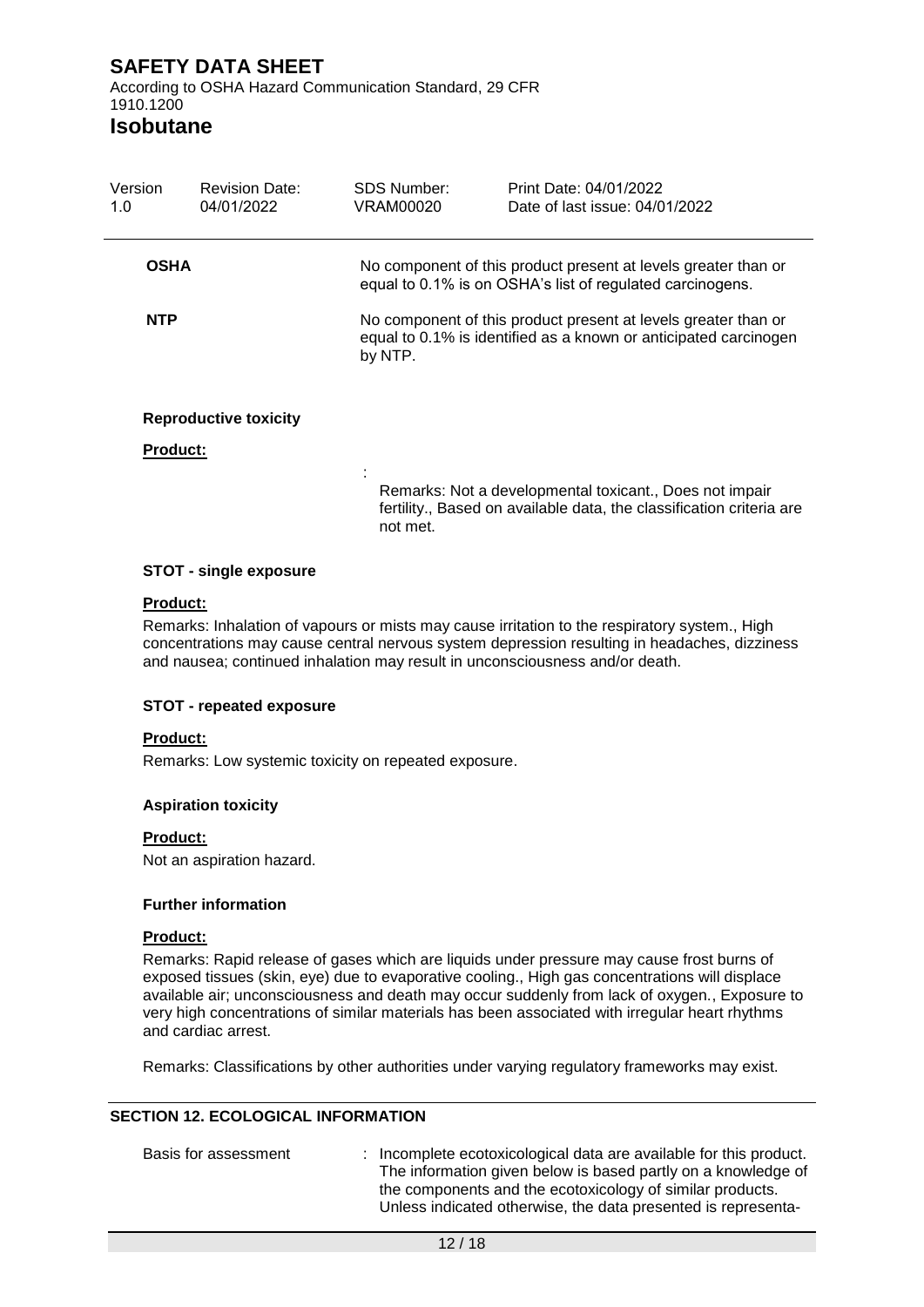**OSHA** : No component of this product present at levels greater than or equal to 0.1% is on OSHA's list of regulated carcinogens.

**NTP** : No component of this product present at levels greater than or equal to 0.1% is identified as a known or anticipated carcinogen by NTP.

**Reproductive toxicity**

**Product:**

: Remarks: Not a developmental toxicant., Does not impair fertility., Based on available data, the classification criteria are not met.

**STOT - single exposure**

**Product:**

Remarks: Inhalation of vapours or mists may cause irritation to the respiratory system., High concentrations may cause central nervous system depression resulting in headaches, dizziness and nausea; continued inhalation may result in unconsciousness and/or death.

**STOT - repeated exposure**

**Product:**

Remarks: Low systemic toxicity on repeated exposure.

**Aspiration toxicity**

**Product:**

Not an aspiration hazard.

**Further information**

**Product:**

Remarks: Rapid release of gases which are liquids under pressure may cause frost burns of exposed tissues (skin, eye) due to evaporative cooling., High gas concentrations will displace available air; unconsciousness and death may occur suddenly from lack of oxygen., Exposure to very high concentrations of similar materials has been associated with irregular heart rhythms and cardiac arrest.

Remarks: Classifications by other authorities under varying regulatory frameworks may exist.

## SECTION 12. ECOLOGICAL INFORMATION

Basis for assessment : Incomplete ecotoxicological data are available for this product. The information given below is based partly on a knowledge of the components and the ecotoxicology of similar products. Unless indicated otherwise, the data presented is representa-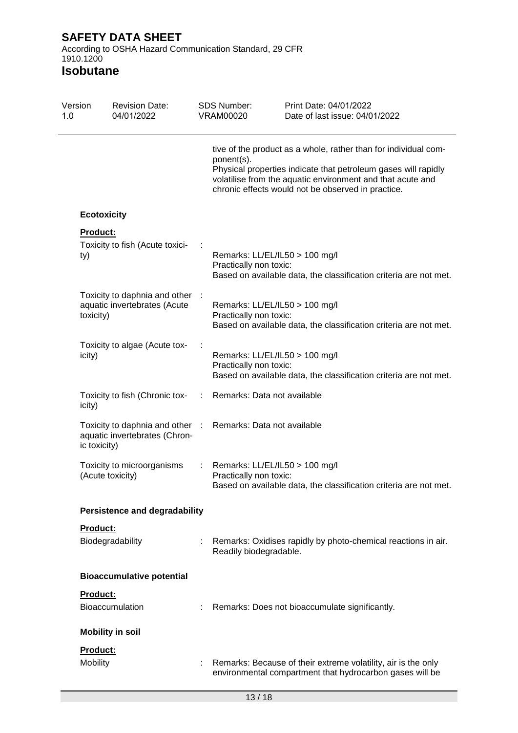tive of the product as a whole, rather than for individual component(s).
Physical properties indicate that petroleum gases will rapidly volatilise from the aquatic environment and that acute and chronic effects would not be observed in practice.

**Ecotoxicity**

**Product:**

| | | |
|---|---|---|
| Toxicity to fish (Acute toxicity) | : | Remarks: LL/EL/IL50 > 100 mg/l<br>Practically non toxic:<br>Based on available data, the classification criteria are not met. |
| Toxicity to daphnia and other aquatic invertebrates (Acute toxicity) | : | Remarks: LL/EL/IL50 > 100 mg/l<br>Practically non toxic:<br>Based on available data, the classification criteria are not met. |
| Toxicity to algae (Acute toxicity) | : | Remarks: LL/EL/IL50 > 100 mg/l<br>Practically non toxic:<br>Based on available data, the classification criteria are not met. |
| Toxicity to fish (Chronic toxicity) | : | Remarks: Data not available |
| Toxicity to daphnia and other aquatic invertebrates (Chronic toxicity) | : | Remarks: Data not available |
| Toxicity to microorganisms (Acute toxicity) | : | Remarks: LL/EL/IL50 > 100 mg/l<br>Practically non toxic:<br>Based on available data, the classification criteria are not met. |

**Persistence and degradability**

**Product:**

| | | |
|---|---|---|
| Biodegradability | : | Remarks: Oxidises rapidly by photo-chemical reactions in air.<br>Readily biodegradable. |

**Bioaccumulative potential**

**Product:**

| | | |
|---|---|---|
| Bioaccumulation | : | Remarks: Does not bioaccumulate significantly. |

**Mobility in soil**

**Product:**

| | | |
|---|---|---|
| Mobility | : | Remarks: Because of their extreme volatility, air is the only environmental compartment that hydrocarbon gases will be |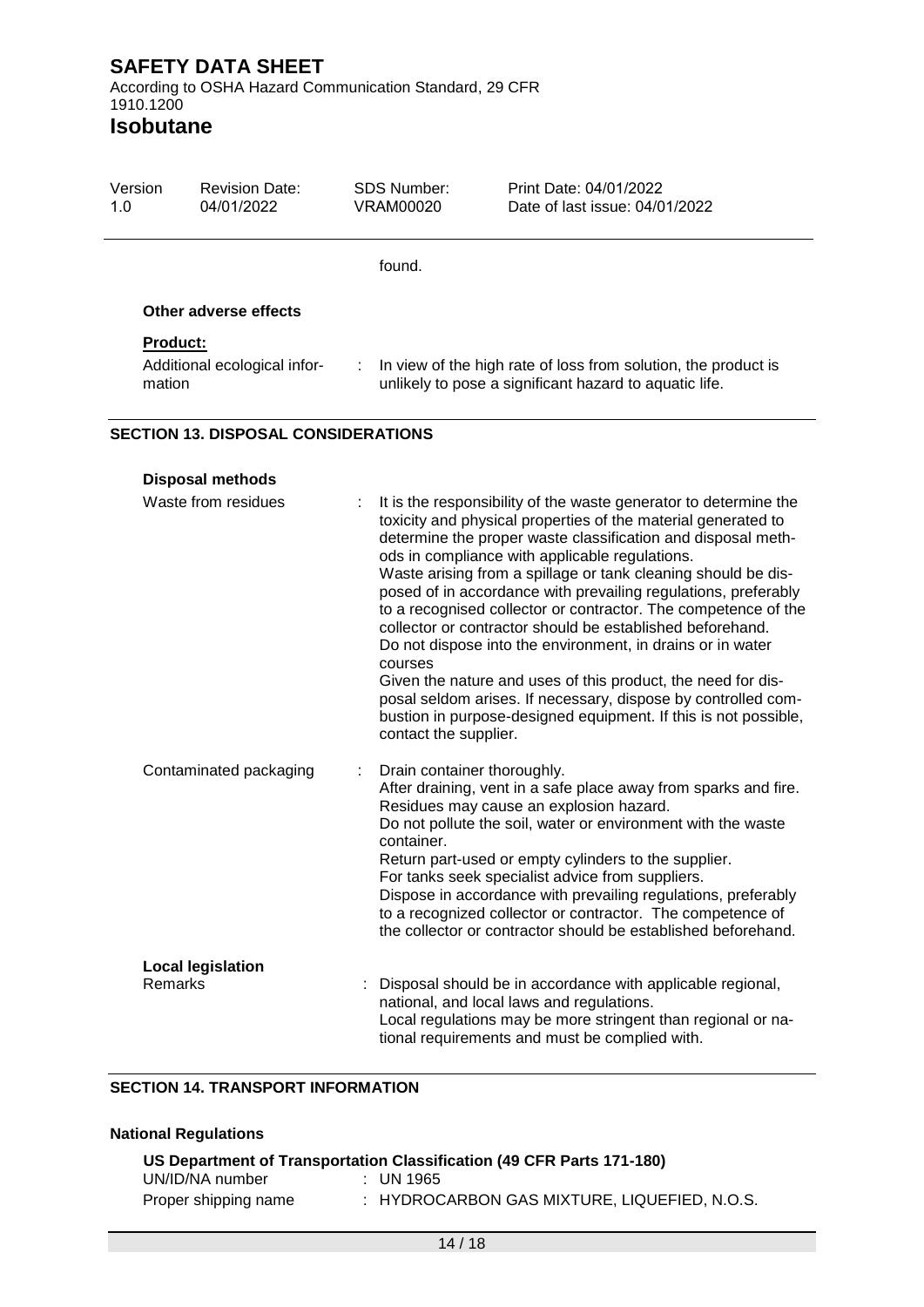found.

**Other adverse effects**

**Product:**

| | |
|---|---|
| Additional ecological information | : In view of the high rate of loss from solution, the product is unlikely to pose a significant hazard to aquatic life. |

## SECTION 13. DISPOSAL CONSIDERATIONS

**Disposal methods**

| | |
|---|---|
| Waste from residues | : It is the responsibility of the waste generator to determine the toxicity and physical properties of the material generated to determine the proper waste classification and disposal methods in compliance with applicable regulations.<br>Waste arising from a spillage or tank cleaning should be disposed of in accordance with prevailing regulations, preferably to a recognised collector or contractor. The competence of the collector or contractor should be established beforehand.<br>Do not dispose into the environment, in drains or in water courses<br>Given the nature and uses of this product, the need for disposal seldom arises. If necessary, dispose by controlled combustion in purpose-designed equipment. If this is not possible, contact the supplier. |
| Contaminated packaging | : Drain container thoroughly.<br>After draining, vent in a safe place away from sparks and fire.<br>Residues may cause an explosion hazard.<br>Do not pollute the soil, water or environment with the waste container.<br>Return part-used or empty cylinders to the supplier.<br>For tanks seek specialist advice from suppliers.<br>Dispose in accordance with prevailing regulations, preferably to a recognized collector or contractor. The competence of the collector or contractor should be established beforehand. |

**Local legislation**

| | |
|---|---|
| Remarks | : Disposal should be in accordance with applicable regional, national, and local laws and regulations.<br>Local regulations may be more stringent than regional or national requirements and must be complied with. |

## SECTION 14. TRANSPORT INFORMATION

**National Regulations**

**US Department of Transportation Classification (49 CFR Parts 171-180)**

| | |
|---|---|
| UN/ID/NA number | : UN 1965 |
| Proper shipping name | : HYDROCARBON GAS MIXTURE, LIQUEFIED, N.O.S. |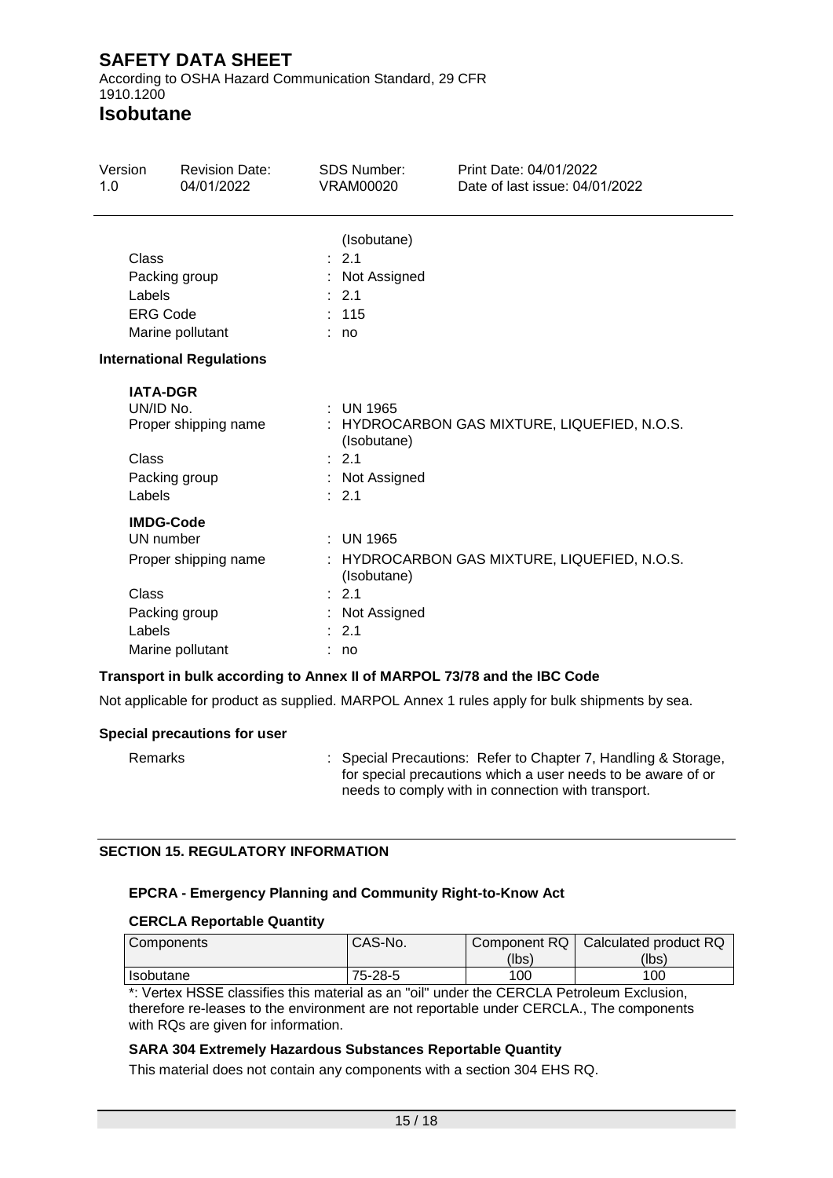(Isobutane)

Class : 2.1
Packing group : Not Assigned
Labels : 2.1
ERG Code : 115
Marine pollutant : no

**International Regulations**

**IATA-DGR**

UN/ID No. : UN 1965
Proper shipping name : HYDROCARBON GAS MIXTURE, LIQUEFIED, N.O.S. (Isobutane)
Class : 2.1
Packing group : Not Assigned
Labels : 2.1

**IMDG-Code**

UN number : UN 1965
Proper shipping name : HYDROCARBON GAS MIXTURE, LIQUEFIED, N.O.S. (Isobutane)
Class : 2.1
Packing group : Not Assigned
Labels : 2.1
Marine pollutant : no

**Transport in bulk according to Annex II of MARPOL 73/78 and the IBC Code**

Not applicable for product as supplied. MARPOL Annex 1 rules apply for bulk shipments by sea.

**Special precautions for user**

Remarks : Special Precautions: Refer to Chapter 7, Handling & Storage, for special precautions which a user needs to be aware of or needs to comply with in connection with transport.

## SECTION 15. REGULATORY INFORMATION

**EPCRA - Emergency Planning and Community Right-to-Know Act**

**CERCLA Reportable Quantity**

| Components | CAS-No. | Component RQ (lbs) | Calculated product RQ (lbs) |
|---|---|---|---|
| Isobutane | 75-28-5 | 100 | 100 |

*: Vertex HSSE classifies this material as an "oil" under the CERCLA Petroleum Exclusion, therefore re-leases to the environment are not reportable under CERCLA., The components with RQs are given for information.

**SARA 304 Extremely Hazardous Substances Reportable Quantity**

This material does not contain any components with a section 304 EHS RQ.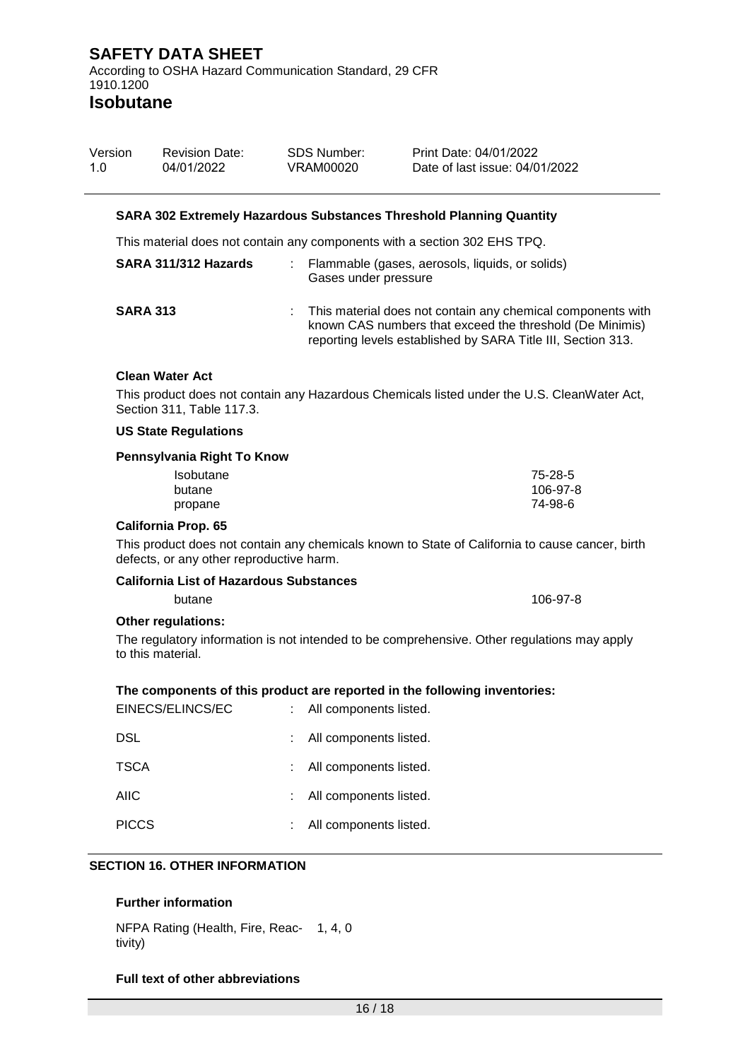**SARA 302 Extremely Hazardous Substances Threshold Planning Quantity**

This material does not contain any components with a section 302 EHS TPQ.

| | | |
|---|---|---|
| **SARA 311/312 Hazards** | : | Flammable (gases, aerosols, liquids, or solids)<br>Gases under pressure |
| **SARA 313** | : | This material does not contain any chemical components with known CAS numbers that exceed the threshold (De Minimis) reporting levels established by SARA Title III, Section 313. |

**Clean Water Act**

This product does not contain any Hazardous Chemicals listed under the U.S. CleanWater Act, Section 311, Table 117.3.

**US State Regulations**

**Pennsylvania Right To Know**

| | |
|---|---|
| Isobutane | 75-28-5 |
| butane | 106-97-8 |
| propane | 74-98-6 |

**California Prop. 65**

This product does not contain any chemicals known to State of California to cause cancer, birth defects, or any other reproductive harm.

**California List of Hazardous Substances**

| | |
|---|---|
| butane | 106-97-8 |

**Other regulations:**

The regulatory information is not intended to be comprehensive. Other regulations may apply to this material.

**The components of this product are reported in the following inventories:**

| | | |
|---|---|---|
| EINECS/ELINCS/EC | : | All components listed. |
| DSL | : | All components listed. |
| TSCA | : | All components listed. |
| AIIC | : | All components listed. |
| PICCS | : | All components listed. |

## SECTION 16. OTHER INFORMATION

**Further information**

NFPA Rating (Health, Fire, Reactivity) 1, 4, 0

**Full text of other abbreviations**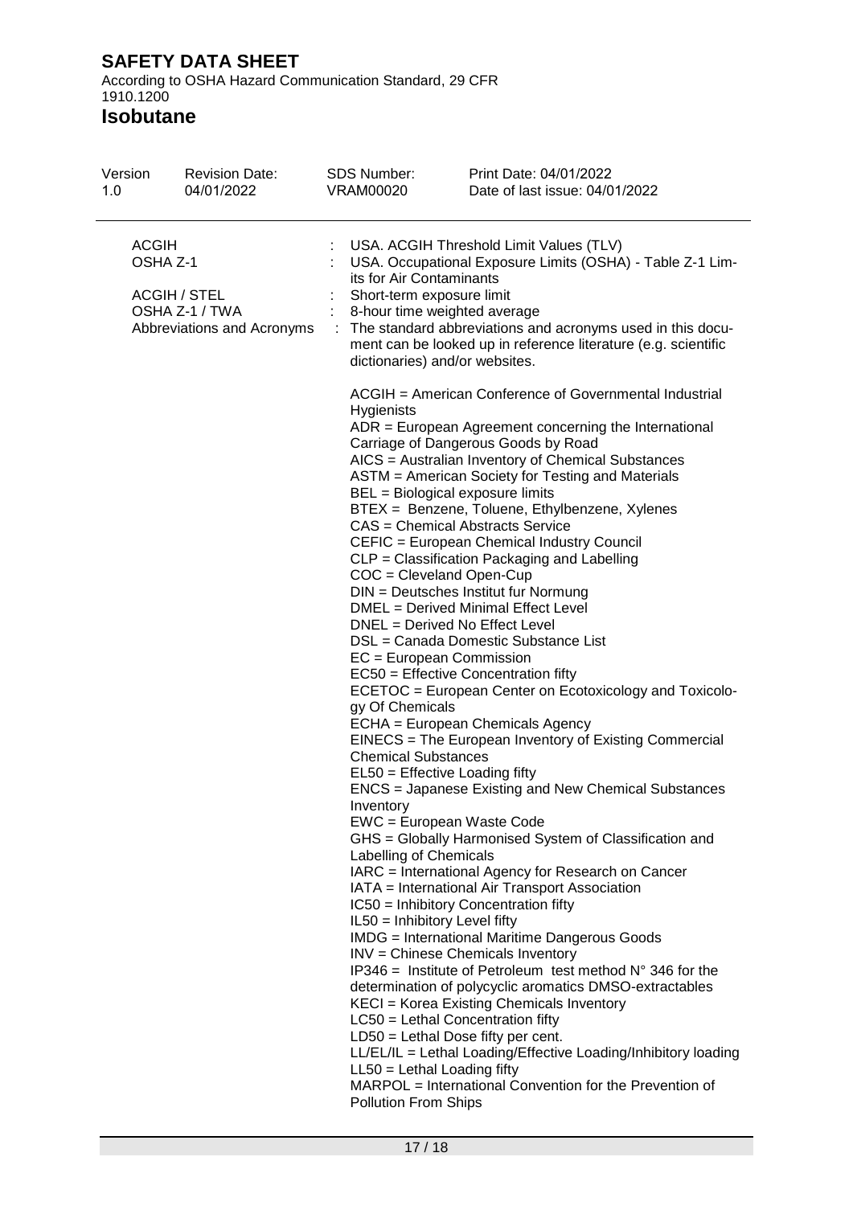| | | |
|---|---|---|
| ACGIH | : | USA. ACGIH Threshold Limit Values (TLV) |
| OSHA Z-1 | : | USA. Occupational Exposure Limits (OSHA) - Table Z-1 Limits for Air Contaminants |
| ACGIH / STEL | : | Short-term exposure limit |
| OSHA Z-1 / TWA | : | 8-hour time weighted average |
| Abbreviations and Acronyms | : | The standard abbreviations and acronyms used in this document can be looked up in reference literature (e.g. scientific dictionaries) and/or websites. |

ACGIH = American Conference of Governmental Industrial Hygienists
ADR = European Agreement concerning the International Carriage of Dangerous Goods by Road
AICS = Australian Inventory of Chemical Substances
ASTM = American Society for Testing and Materials
BEL = Biological exposure limits
BTEX = Benzene, Toluene, Ethylbenzene, Xylenes
CAS = Chemical Abstracts Service
CEFIC = European Chemical Industry Council
CLP = Classification Packaging and Labelling
COC = Cleveland Open-Cup
DIN = Deutsches Institut fur Normung
DMEL = Derived Minimal Effect Level
DNEL = Derived No Effect Level
DSL = Canada Domestic Substance List
EC = European Commission
EC50 = Effective Concentration fifty
ECETOC = European Center on Ecotoxicology and Toxicology Of Chemicals
ECHA = European Chemicals Agency
EINECS = The European Inventory of Existing Commercial Chemical Substances
EL50 = Effective Loading fifty
ENCS = Japanese Existing and New Chemical Substances Inventory
EWC = European Waste Code
GHS = Globally Harmonised System of Classification and Labelling of Chemicals
IARC = International Agency for Research on Cancer
IATA = International Air Transport Association
IC50 = Inhibitory Concentration fifty
IL50 = Inhibitory Level fifty
IMDG = International Maritime Dangerous Goods
INV = Chinese Chemicals Inventory
IP346 = Institute of Petroleum test method N° 346 for the determination of polycyclic aromatics DMSO-extractables
KECI = Korea Existing Chemicals Inventory
LC50 = Lethal Concentration fifty
LD50 = Lethal Dose fifty per cent.
LL/EL/IL = Lethal Loading/Effective Loading/Inhibitory loading
LL50 = Lethal Loading fifty
MARPOL = International Convention for the Prevention of Pollution From Ships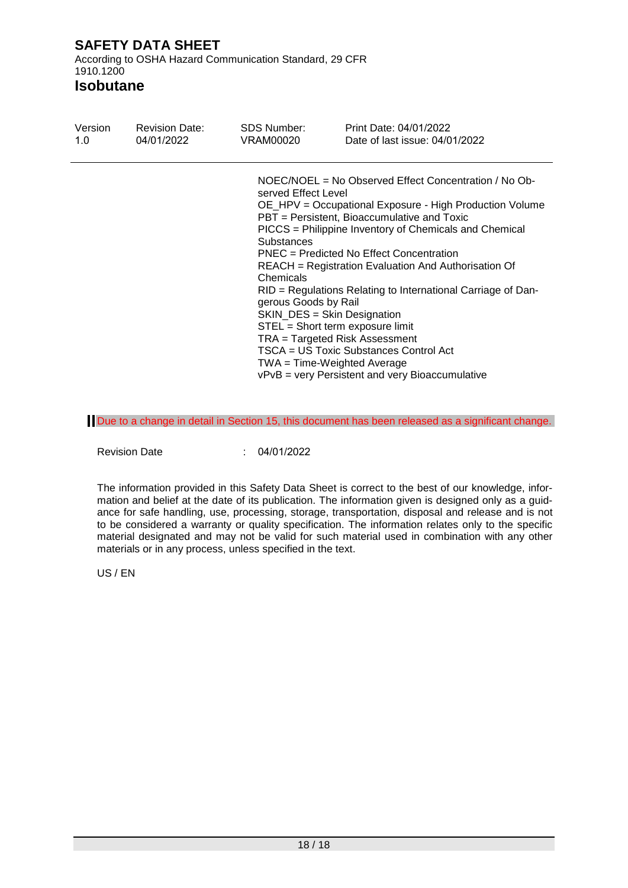NOEC/NOEL = No Observed Effect Concentration / No Observed Effect Level
OE_HPV = Occupational Exposure - High Production Volume
PBT = Persistent, Bioaccumulative and Toxic
PICCS = Philippine Inventory of Chemicals and Chemical Substances
PNEC = Predicted No Effect Concentration
REACH = Registration Evaluation And Authorisation Of Chemicals
RID = Regulations Relating to International Carriage of Dangerous Goods by Rail
SKIN_DES = Skin Designation
STEL = Short term exposure limit
TRA = Targeted Risk Assessment
TSCA = US Toxic Substances Control Act
TWA = Time-Weighted Average
vPvB = very Persistent and very Bioaccumulative

Due to a change in detail in Section 15, this document has been released as a significant change.

Revision Date : 04/01/2022

The information provided in this Safety Data Sheet is correct to the best of our knowledge, information and belief at the date of its publication. The information given is designed only as a guidance for safe handling, use, processing, storage, transportation, disposal and release and is not to be considered a warranty or quality specification. The information relates only to the specific material designated and may not be valid for such material used in combination with any other materials or in any process, unless specified in the text.

US / EN